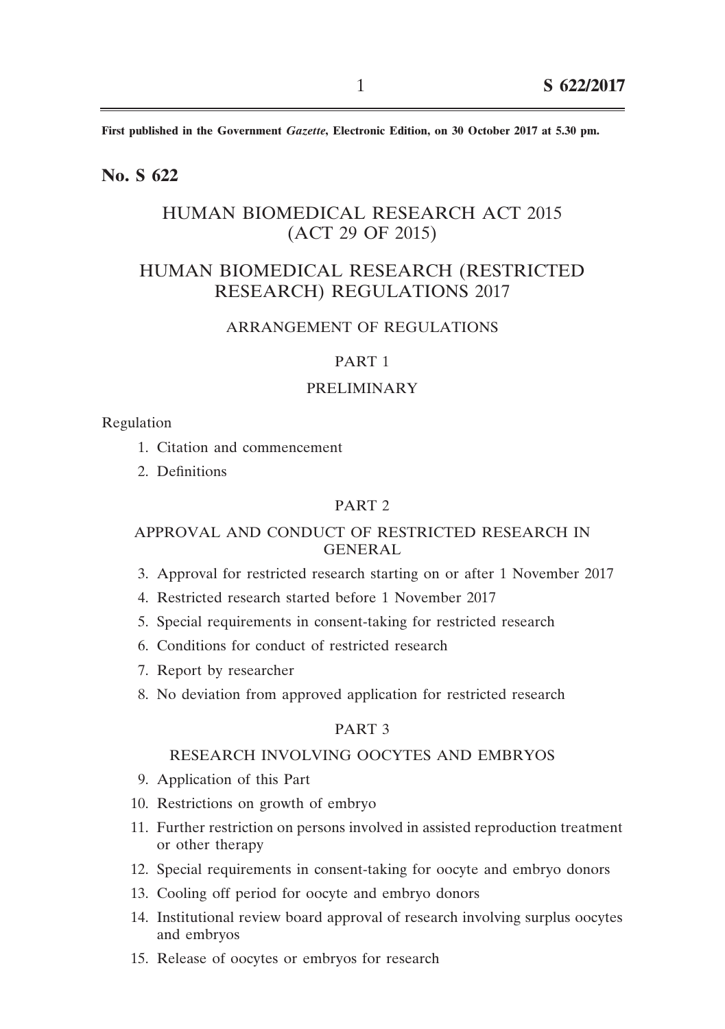**First published in the Government *Gazette*, Electronic Edition, on 30 October 2017 at 5.30 pm.**

## No. S 622

# HUMAN BIOMEDICAL RESEARCH ACT 2015 (ACT 29 OF 2015)

# HUMAN BIOMEDICAL RESEARCH (RESTRICTED RESEARCH) REGULATIONS 2017

ARRANGEMENT OF REGULATIONS

PART 1

PRELIMINARY

Regulation

1. Citation and commencement
2. Definitions

PART 2

APPROVAL AND CONDUCT OF RESTRICTED RESEARCH IN GENERAL

3. Approval for restricted research starting on or after 1 November 2017
4. Restricted research started before 1 November 2017
5. Special requirements in consent-taking for restricted research
6. Conditions for conduct of restricted research
7. Report by researcher
8. No deviation from approved application for restricted research

PART 3

RESEARCH INVOLVING OOCYTES AND EMBRYOS

9. Application of this Part
10. Restrictions on growth of embryo
11. Further restriction on persons involved in assisted reproduction treatment or other therapy
12. Special requirements in consent-taking for oocyte and embryo donors
13. Cooling off period for oocyte and embryo donors
14. Institutional review board approval of research involving surplus oocytes and embryos
15. Release of oocytes or embryos for research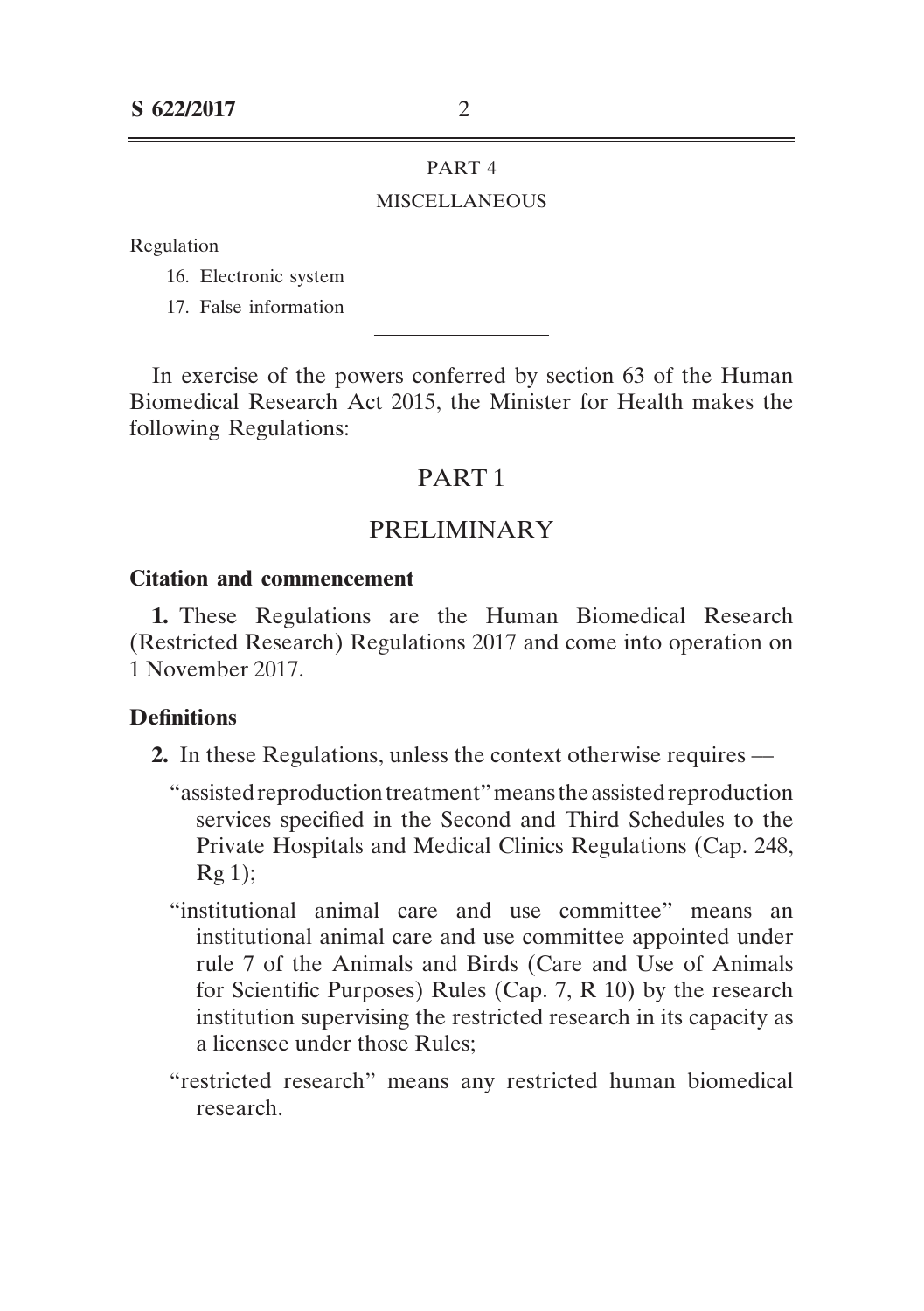PART 4

MISCELLANEOUS

Regulation

16. Electronic system
17. False information

---

In exercise of the powers conferred by section 63 of the Human Biomedical Research Act 2015, the Minister for Health makes the following Regulations:

# PART 1

# PRELIMINARY

### Citation and commencement

**1.** These Regulations are the Human Biomedical Research (Restricted Research) Regulations 2017 and come into operation on 1 November 2017.

### Definitions

**2.** In these Regulations, unless the context otherwise requires —

"assisted reproduction treatment" means the assisted reproduction services specified in the Second and Third Schedules to the Private Hospitals and Medical Clinics Regulations (Cap. 248, Rg 1);

"institutional animal care and use committee" means an institutional animal care and use committee appointed under rule 7 of the Animals and Birds (Care and Use of Animals for Scientific Purposes) Rules (Cap. 7, R 10) by the research institution supervising the restricted research in its capacity as a licensee under those Rules;

"restricted research" means any restricted human biomedical research.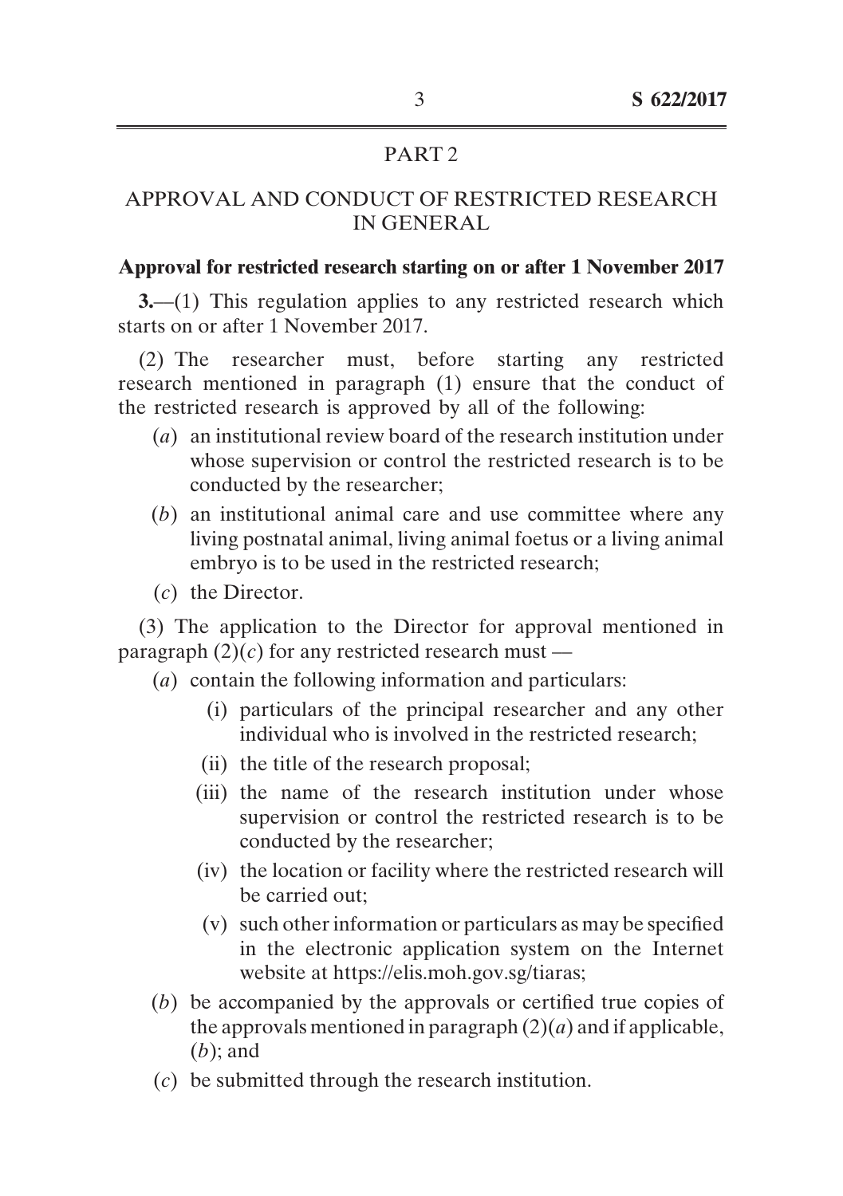## PART 2

## APPROVAL AND CONDUCT OF RESTRICTED RESEARCH IN GENERAL

**Approval for restricted research starting on or after 1 November 2017**

**3.**—(1) This regulation applies to any restricted research which starts on or after 1 November 2017.

(2) The researcher must, before starting any restricted research mentioned in paragraph (1) ensure that the conduct of the restricted research is approved by all of the following:

- (*a*) an institutional review board of the research institution under whose supervision or control the restricted research is to be conducted by the researcher;
- (*b*) an institutional animal care and use committee where any living postnatal animal, living animal foetus or a living animal embryo is to be used in the restricted research;
- (*c*) the Director.

(3) The application to the Director for approval mentioned in paragraph (2)(*c*) for any restricted research must —

- (*a*) contain the following information and particulars:
  - (i) particulars of the principal researcher and any other individual who is involved in the restricted research;
  - (ii) the title of the research proposal;
  - (iii) the name of the research institution under whose supervision or control the restricted research is to be conducted by the researcher;
  - (iv) the location or facility where the restricted research will be carried out;
  - (v) such other information or particulars as may be specified in the electronic application system on the Internet website at https://elis.moh.gov.sg/tiaras;
- (*b*) be accompanied by the approvals or certified true copies of the approvals mentioned in paragraph (2)(*a*) and if applicable, (*b*); and
- (*c*) be submitted through the research institution.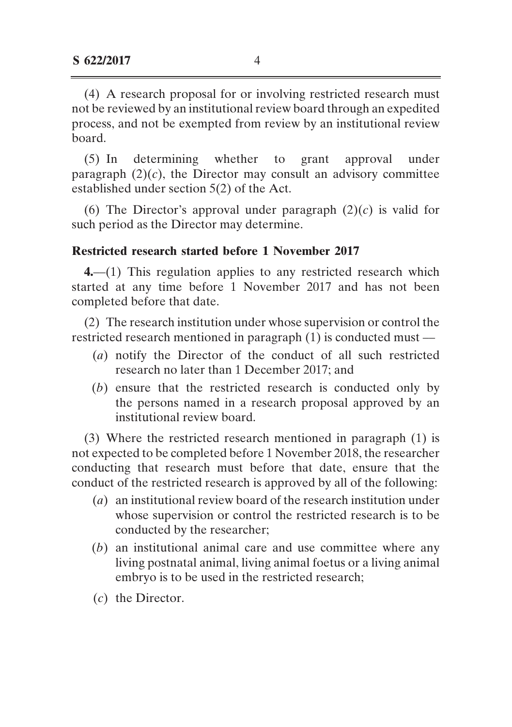(4) A research proposal for or involving restricted research must not be reviewed by an institutional review board through an expedited process, and not be exempted from review by an institutional review board.

(5) In determining whether to grant approval under paragraph (2)(*c*), the Director may consult an advisory committee established under section 5(2) of the Act.

(6) The Director's approval under paragraph (2)(*c*) is valid for such period as the Director may determine.

**Restricted research started before 1 November 2017**

**4.**—(1) This regulation applies to any restricted research which started at any time before 1 November 2017 and has not been completed before that date.

(2) The research institution under whose supervision or control the restricted research mentioned in paragraph (1) is conducted must —

- (*a*) notify the Director of the conduct of all such restricted research no later than 1 December 2017; and
- (*b*) ensure that the restricted research is conducted only by the persons named in a research proposal approved by an institutional review board.

(3) Where the restricted research mentioned in paragraph (1) is not expected to be completed before 1 November 2018, the researcher conducting that research must before that date, ensure that the conduct of the restricted research is approved by all of the following:

- (*a*) an institutional review board of the research institution under whose supervision or control the restricted research is to be conducted by the researcher;
- (*b*) an institutional animal care and use committee where any living postnatal animal, living animal foetus or a living animal embryo is to be used in the restricted research;
- (*c*) the Director.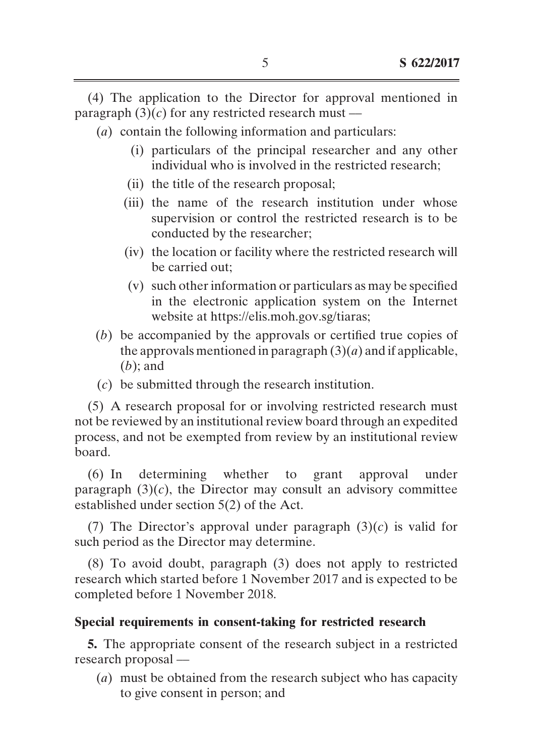(4) The application to the Director for approval mentioned in paragraph (3)(*c*) for any restricted research must —

- (*a*) contain the following information and particulars:
  - (i) particulars of the principal researcher and any other individual who is involved in the restricted research;
  - (ii) the title of the research proposal;
  - (iii) the name of the research institution under whose supervision or control the restricted research is to be conducted by the researcher;
  - (iv) the location or facility where the restricted research will be carried out;
  - (v) such other information or particulars as may be specified in the electronic application system on the Internet website at https://elis.moh.gov.sg/tiaras;
- (*b*) be accompanied by the approvals or certified true copies of the approvals mentioned in paragraph (3)(*a*) and if applicable, (*b*); and
- (*c*) be submitted through the research institution.

(5) A research proposal for or involving restricted research must not be reviewed by an institutional review board through an expedited process, and not be exempted from review by an institutional review board.

(6) In determining whether to grant approval under paragraph (3)(*c*), the Director may consult an advisory committee established under section 5(2) of the Act.

(7) The Director's approval under paragraph (3)(*c*) is valid for such period as the Director may determine.

(8) To avoid doubt, paragraph (3) does not apply to restricted research which started before 1 November 2017 and is expected to be completed before 1 November 2018.

**Special requirements in consent-taking for restricted research**

**5.** The appropriate consent of the research subject in a restricted research proposal —

- (*a*) must be obtained from the research subject who has capacity to give consent in person; and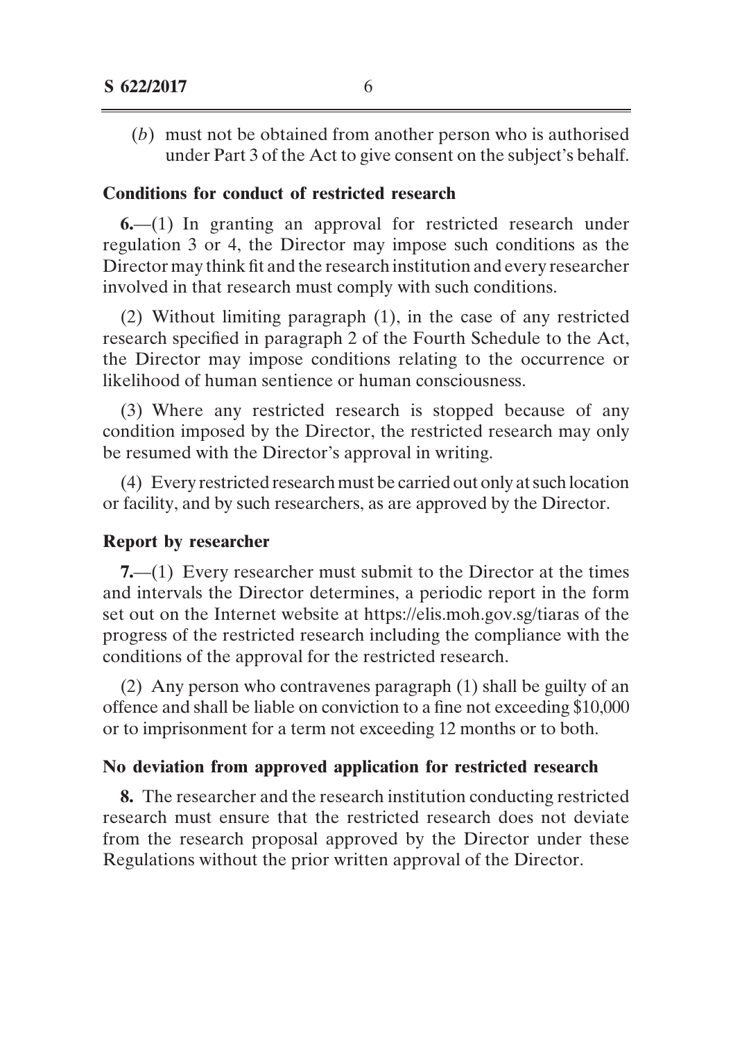(*b*) must not be obtained from another person who is authorised under Part 3 of the Act to give consent on the subject's behalf.

**Conditions for conduct of restricted research**

**6.**—(1) In granting an approval for restricted research under regulation 3 or 4, the Director may impose such conditions as the Director may think fit and the research institution and every researcher involved in that research must comply with such conditions.

(2) Without limiting paragraph (1), in the case of any restricted research specified in paragraph 2 of the Fourth Schedule to the Act, the Director may impose conditions relating to the occurrence or likelihood of human sentience or human consciousness.

(3) Where any restricted research is stopped because of any condition imposed by the Director, the restricted research may only be resumed with the Director's approval in writing.

(4) Every restricted research must be carried out only at such location or facility, and by such researchers, as are approved by the Director.

**Report by researcher**

**7.**—(1) Every researcher must submit to the Director at the times and intervals the Director determines, a periodic report in the form set out on the Internet website at https://elis.moh.gov.sg/tiaras of the progress of the restricted research including the compliance with the conditions of the approval for the restricted research.

(2) Any person who contravenes paragraph (1) shall be guilty of an offence and shall be liable on conviction to a fine not exceeding $10,000 or to imprisonment for a term not exceeding 12 months or to both.

**No deviation from approved application for restricted research**

**8.** The researcher and the research institution conducting restricted research must ensure that the restricted research does not deviate from the research proposal approved by the Director under these Regulations without the prior written approval of the Director.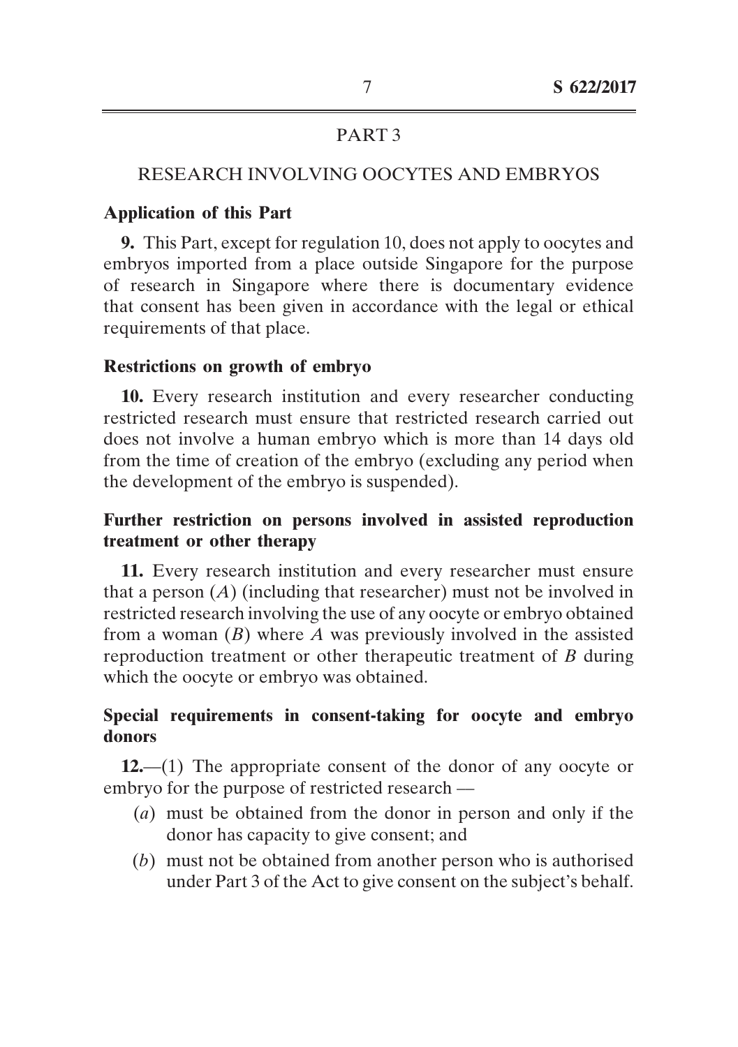## PART 3

## RESEARCH INVOLVING OOCYTES AND EMBRYOS

### Application of this Part

**9.** This Part, except for regulation 10, does not apply to oocytes and embryos imported from a place outside Singapore for the purpose of research in Singapore where there is documentary evidence that consent has been given in accordance with the legal or ethical requirements of that place.

### Restrictions on growth of embryo

**10.** Every research institution and every researcher conducting restricted research must ensure that restricted research carried out does not involve a human embryo which is more than 14 days old from the time of creation of the embryo (excluding any period when the development of the embryo is suspended).

### Further restriction on persons involved in assisted reproduction treatment or other therapy

**11.** Every research institution and every researcher must ensure that a person (*A*) (including that researcher) must not be involved in restricted research involving the use of any oocyte or embryo obtained from a woman (*B*) where *A* was previously involved in the assisted reproduction treatment or other therapeutic treatment of *B* during which the oocyte or embryo was obtained.

### Special requirements in consent-taking for oocyte and embryo donors

**12.**—(1) The appropriate consent of the donor of any oocyte or embryo for the purpose of restricted research —

- (*a*) must be obtained from the donor in person and only if the donor has capacity to give consent; and
- (*b*) must not be obtained from another person who is authorised under Part 3 of the Act to give consent on the subject's behalf.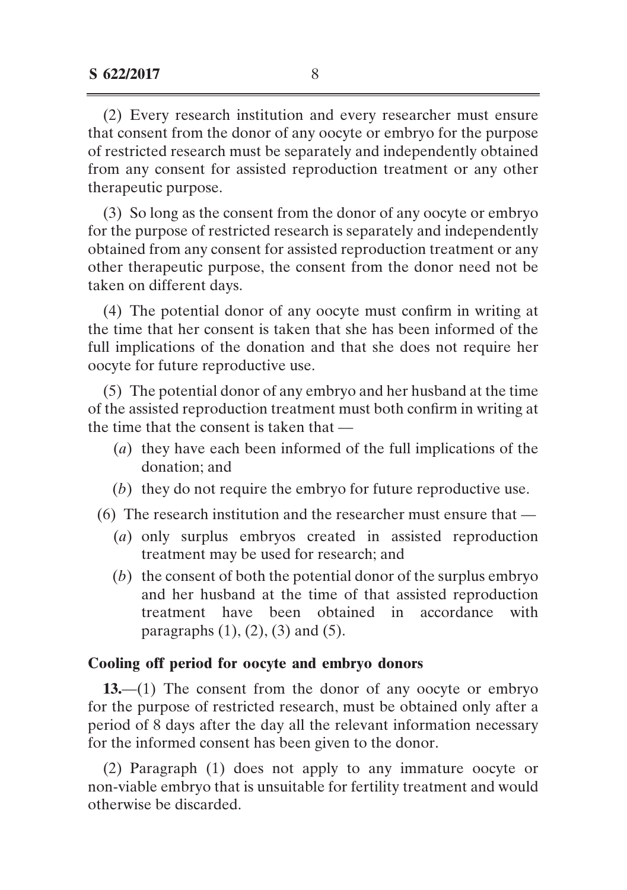(2) Every research institution and every researcher must ensure that consent from the donor of any oocyte or embryo for the purpose of restricted research must be separately and independently obtained from any consent for assisted reproduction treatment or any other therapeutic purpose.

(3) So long as the consent from the donor of any oocyte or embryo for the purpose of restricted research is separately and independently obtained from any consent for assisted reproduction treatment or any other therapeutic purpose, the consent from the donor need not be taken on different days.

(4) The potential donor of any oocyte must confirm in writing at the time that her consent is taken that she has been informed of the full implications of the donation and that she does not require her oocyte for future reproductive use.

(5) The potential donor of any embryo and her husband at the time of the assisted reproduction treatment must both confirm in writing at the time that the consent is taken that —

- (*a*) they have each been informed of the full implications of the donation; and
- (*b*) they do not require the embryo for future reproductive use.

(6) The research institution and the researcher must ensure that —

- (*a*) only surplus embryos created in assisted reproduction treatment may be used for research; and
- (*b*) the consent of both the potential donor of the surplus embryo and her husband at the time of that assisted reproduction treatment have been obtained in accordance with paragraphs (1), (2), (3) and (5).

**Cooling off period for oocyte and embryo donors**

**13.**—(1) The consent from the donor of any oocyte or embryo for the purpose of restricted research, must be obtained only after a period of 8 days after the day all the relevant information necessary for the informed consent has been given to the donor.

(2) Paragraph (1) does not apply to any immature oocyte or non-viable embryo that is unsuitable for fertility treatment and would otherwise be discarded.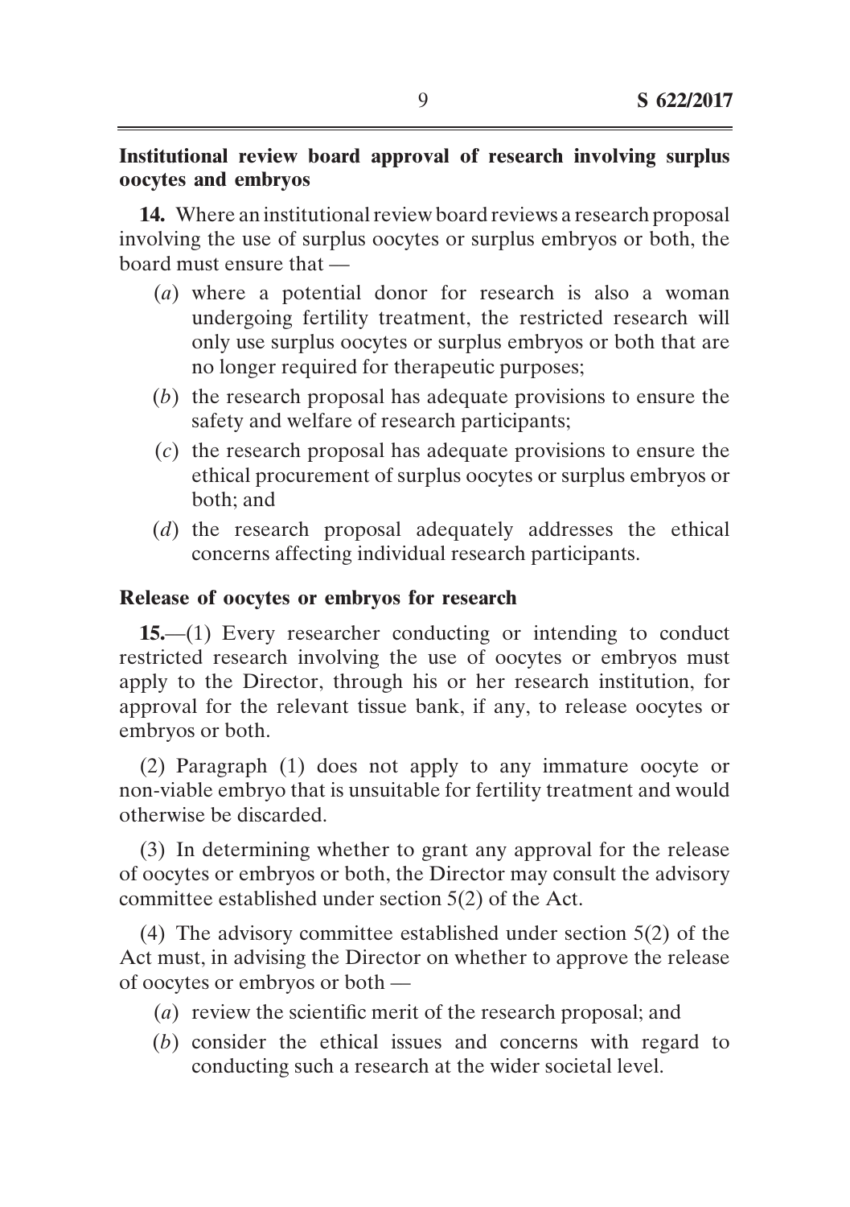**Institutional review board approval of research involving surplus oocytes and embryos**

**14.** Where an institutional review board reviews a research proposal involving the use of surplus oocytes or surplus embryos or both, the board must ensure that —

(*a*) where a potential donor for research is also a woman undergoing fertility treatment, the restricted research will only use surplus oocytes or surplus embryos or both that are no longer required for therapeutic purposes;

(*b*) the research proposal has adequate provisions to ensure the safety and welfare of research participants;

(*c*) the research proposal has adequate provisions to ensure the ethical procurement of surplus oocytes or surplus embryos or both; and

(*d*) the research proposal adequately addresses the ethical concerns affecting individual research participants.

**Release of oocytes or embryos for research**

**15.**—(1) Every researcher conducting or intending to conduct restricted research involving the use of oocytes or embryos must apply to the Director, through his or her research institution, for approval for the relevant tissue bank, if any, to release oocytes or embryos or both.

(2) Paragraph (1) does not apply to any immature oocyte or non-viable embryo that is unsuitable for fertility treatment and would otherwise be discarded.

(3) In determining whether to grant any approval for the release of oocytes or embryos or both, the Director may consult the advisory committee established under section 5(2) of the Act.

(4) The advisory committee established under section 5(2) of the Act must, in advising the Director on whether to approve the release of oocytes or embryos or both —

(*a*) review the scientific merit of the research proposal; and

(*b*) consider the ethical issues and concerns with regard to conducting such a research at the wider societal level.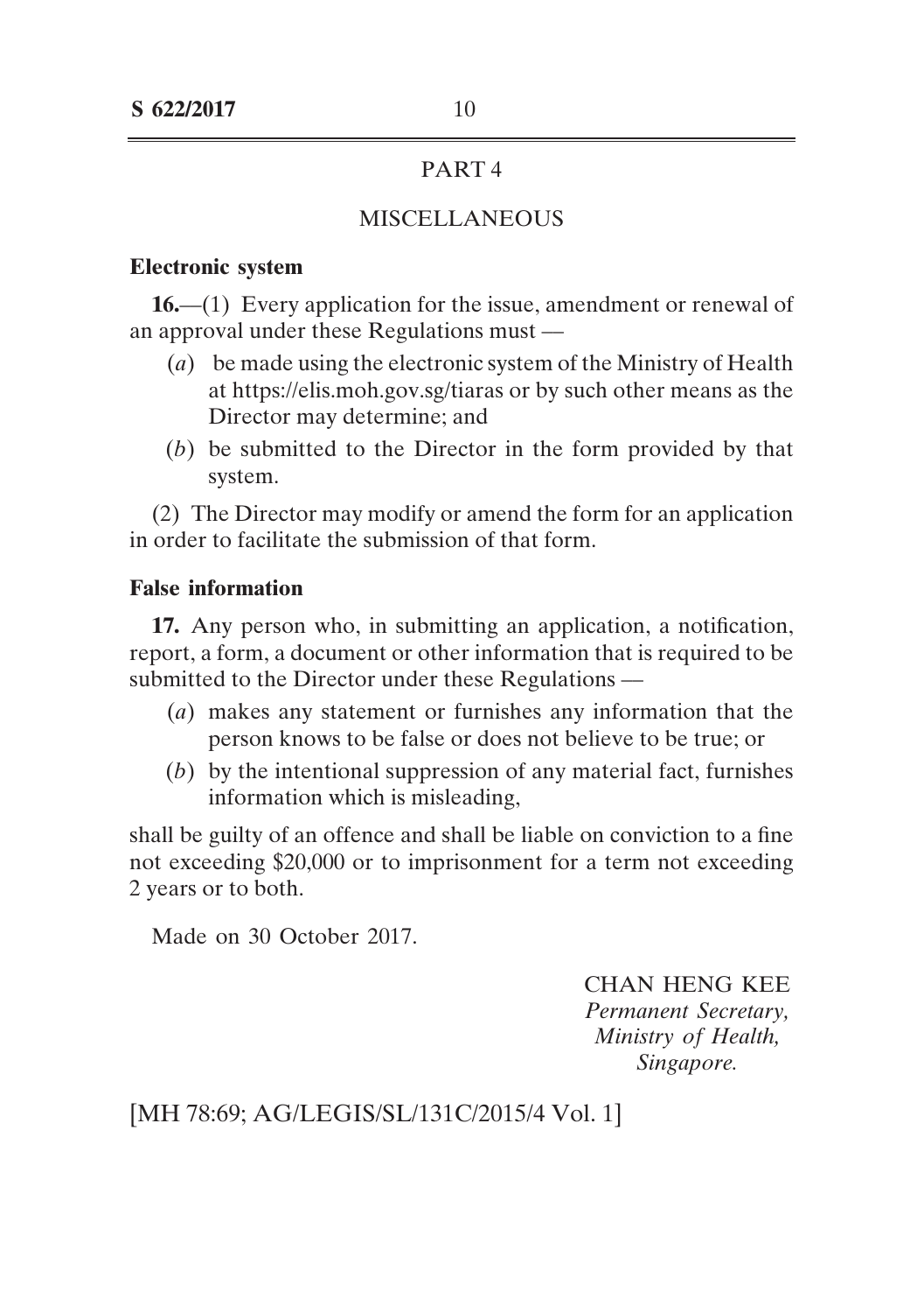## PART 4

## MISCELLANEOUS

**Electronic system**

**16.**—(1) Every application for the issue, amendment or renewal of an approval under these Regulations must —

(*a*) be made using the electronic system of the Ministry of Health at https://elis.moh.gov.sg/tiaras or by such other means as the Director may determine; and

(*b*) be submitted to the Director in the form provided by that system.

(2) The Director may modify or amend the form for an application in order to facilitate the submission of that form.

**False information**

**17.** Any person who, in submitting an application, a notification, report, a form, a document or other information that is required to be submitted to the Director under these Regulations —

(*a*) makes any statement or furnishes any information that the person knows to be false or does not believe to be true; or

(*b*) by the intentional suppression of any material fact, furnishes information which is misleading,

shall be guilty of an offence and shall be liable on conviction to a fine not exceeding $20,000 or to imprisonment for a term not exceeding 2 years or to both.

Made on 30 October 2017.

CHAN HENG KEE
*Permanent Secretary,*
*Ministry of Health,*
*Singapore.*

[MH 78:69; AG/LEGIS/SL/131C/2015/4 Vol. 1]